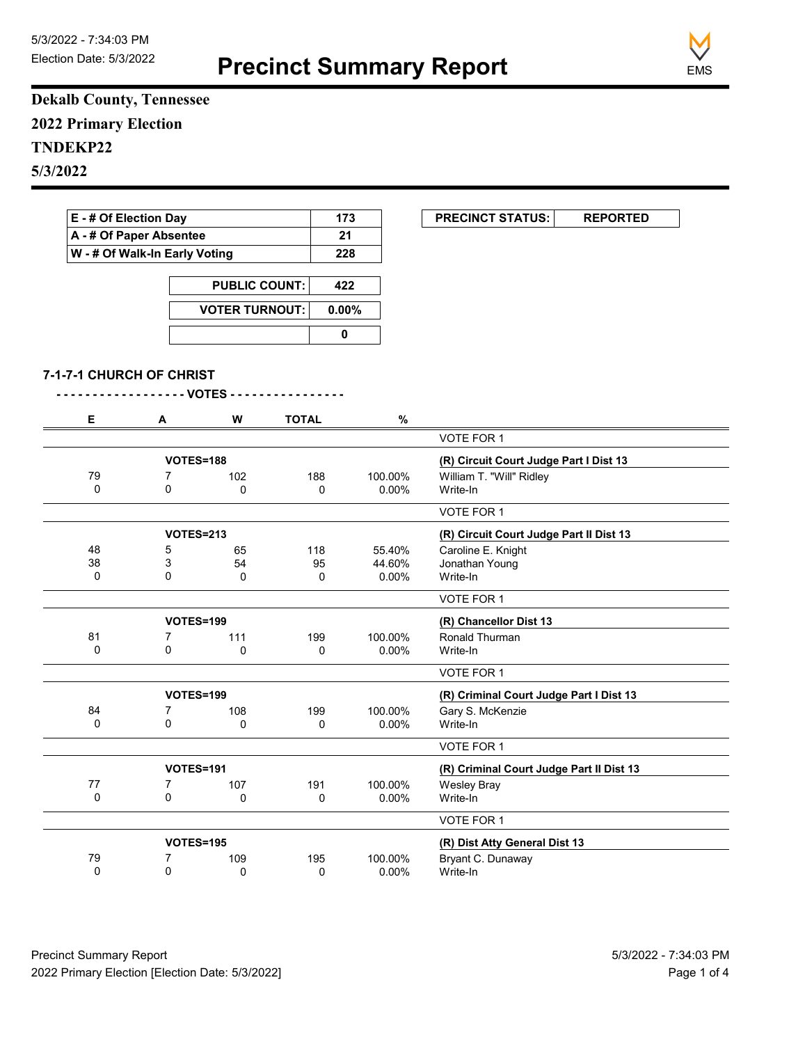5/3/2022 - 7:34:03 PM
Election Date: 5/3/2022

# Precinct Summary Report

EMS

## Dekalb County, Tennessee

## 2022 Primary Election

## TNDEKP22

## 5/3/2022

| | |
|---|---|
| E - # Of Election Day | 173 |
| A - # Of Paper Absentee | 21 |
| W - # Of Walk-In Early Voting | 228 |

| | |
|---|---|
| PUBLIC COUNT: | 422 |
| VOTER TURNOUT: | 0.00% |
| | 0 |

| PRECINCT STATUS: | REPORTED |
|---|---|

### 7-1-7-1 CHURCH OF CHRIST

- - - - - - - - - - - - - - - - - - VOTES - - - - - - - - - - - - - - - -

| E | A | W | TOTAL | % | |
|---|---|---|---|---|---|
| | | | | | VOTE FOR 1 |
| | VOTES=188 | | | | **(R) Circuit Court Judge Part I Dist 13** |
| 79 | 7 | 102 | 188 | 100.00% | William T. "Will" Ridley |
| 0 | 0 | 0 | 0 | 0.00% | Write-In |
| | | | | | VOTE FOR 1 |
| | VOTES=213 | | | | **(R) Circuit Court Judge Part II Dist 13** |
| 48 | 5 | 65 | 118 | 55.40% | Caroline E. Knight |
| 38 | 3 | 54 | 95 | 44.60% | Jonathan Young |
| 0 | 0 | 0 | 0 | 0.00% | Write-In |
| | | | | | VOTE FOR 1 |
| | VOTES=199 | | | | **(R) Chancellor Dist 13** |
| 81 | 7 | 111 | 199 | 100.00% | Ronald Thurman |
| 0 | 0 | 0 | 0 | 0.00% | Write-In |
| | | | | | VOTE FOR 1 |
| | VOTES=199 | | | | **(R) Criminal Court Judge Part I Dist 13** |
| 84 | 7 | 108 | 199 | 100.00% | Gary S. McKenzie |
| 0 | 0 | 0 | 0 | 0.00% | Write-In |
| | | | | | VOTE FOR 1 |
| | VOTES=191 | | | | **(R) Criminal Court Judge Part II Dist 13** |
| 77 | 7 | 107 | 191 | 100.00% | Wesley Bray |
| 0 | 0 | 0 | 0 | 0.00% | Write-In |
| | | | | | VOTE FOR 1 |
| | VOTES=195 | | | | **(R) Dist Atty General Dist 13** |
| 79 | 7 | 109 | 195 | 100.00% | Bryant C. Dunaway |
| 0 | 0 | 0 | 0 | 0.00% | Write-In |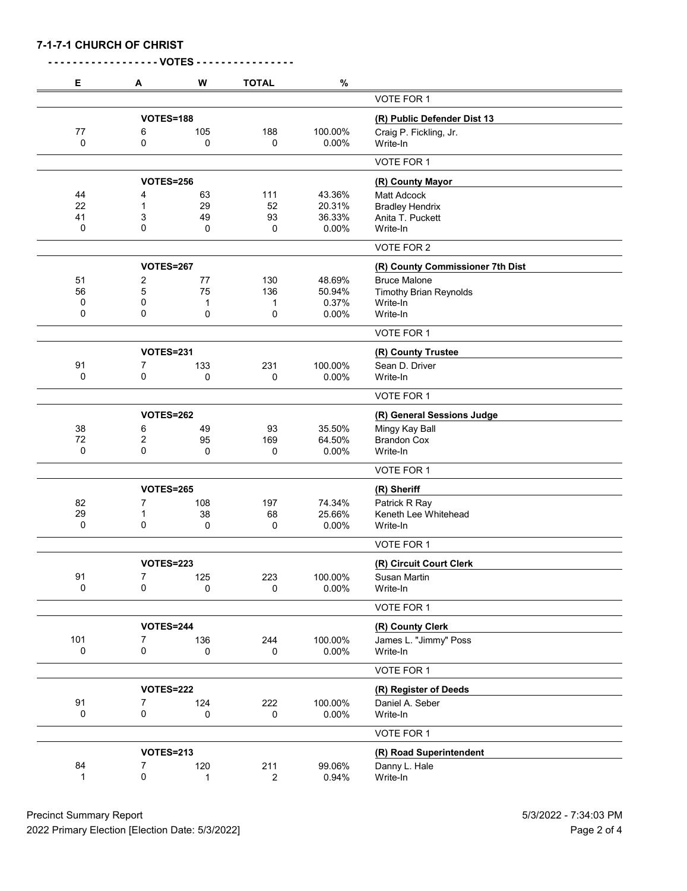**7-1-7-1 CHURCH OF CHRIST**

**- - - - - - - - - - - - - - - - - - VOTES - - - - - - - - - - - - - - - -**

| E | A | W | TOTAL | % | |
|---|---|---|---|---|---|
| | | | | | VOTE FOR 1 |
| | VOTES=188 | | | | **(R) Public Defender Dist 13** |
| 77 | 6 | 105 | 188 | 100.00% | Craig P. Fickling, Jr. |
| 0 | 0 | 0 | 0 | 0.00% | Write-In |
| | | | | | VOTE FOR 1 |
| | VOTES=256 | | | | **(R) County Mayor** |
| 44 | 4 | 63 | 111 | 43.36% | Matt Adcock |
| 22 | 1 | 29 | 52 | 20.31% | Bradley Hendrix |
| 41 | 3 | 49 | 93 | 36.33% | Anita T. Puckett |
| 0 | 0 | 0 | 0 | 0.00% | Write-In |
| | | | | | VOTE FOR 2 |
| | VOTES=267 | | | | **(R) County Commissioner 7th Dist** |
| 51 | 2 | 77 | 130 | 48.69% | Bruce Malone |
| 56 | 5 | 75 | 136 | 50.94% | Timothy Brian Reynolds |
| 0 | 0 | 1 | 1 | 0.37% | Write-In |
| 0 | 0 | 0 | 0 | 0.00% | Write-In |
| | | | | | VOTE FOR 1 |
| | VOTES=231 | | | | **(R) County Trustee** |
| 91 | 7 | 133 | 231 | 100.00% | Sean D. Driver |
| 0 | 0 | 0 | 0 | 0.00% | Write-In |
| | | | | | VOTE FOR 1 |
| | VOTES=262 | | | | **(R) General Sessions Judge** |
| 38 | 6 | 49 | 93 | 35.50% | Mingy Kay Ball |
| 72 | 2 | 95 | 169 | 64.50% | Brandon Cox |
| 0 | 0 | 0 | 0 | 0.00% | Write-In |
| | | | | | VOTE FOR 1 |
| | VOTES=265 | | | | **(R) Sheriff** |
| 82 | 7 | 108 | 197 | 74.34% | Patrick R Ray |
| 29 | 1 | 38 | 68 | 25.66% | Keneth Lee Whitehead |
| 0 | 0 | 0 | 0 | 0.00% | Write-In |
| | | | | | VOTE FOR 1 |
| | VOTES=223 | | | | **(R) Circuit Court Clerk** |
| 91 | 7 | 125 | 223 | 100.00% | Susan Martin |
| 0 | 0 | 0 | 0 | 0.00% | Write-In |
| | | | | | VOTE FOR 1 |
| | VOTES=244 | | | | **(R) County Clerk** |
| 101 | 7 | 136 | 244 | 100.00% | James L. "Jimmy" Poss |
| 0 | 0 | 0 | 0 | 0.00% | Write-In |
| | | | | | VOTE FOR 1 |
| | VOTES=222 | | | | **(R) Register of Deeds** |
| 91 | 7 | 124 | 222 | 100.00% | Daniel A. Seber |
| 0 | 0 | 0 | 0 | 0.00% | Write-In |
| | | | | | VOTE FOR 1 |
| | VOTES=213 | | | | **(R) Road Superintendent** |
| 84 | 7 | 120 | 211 | 99.06% | Danny L. Hale |
| 1 | 0 | 1 | 2 | 0.94% | Write-In |

Precinct Summary Report
2022 Primary Election [Election Date: 5/3/2022]

5/3/2022 - 7:34:03 PM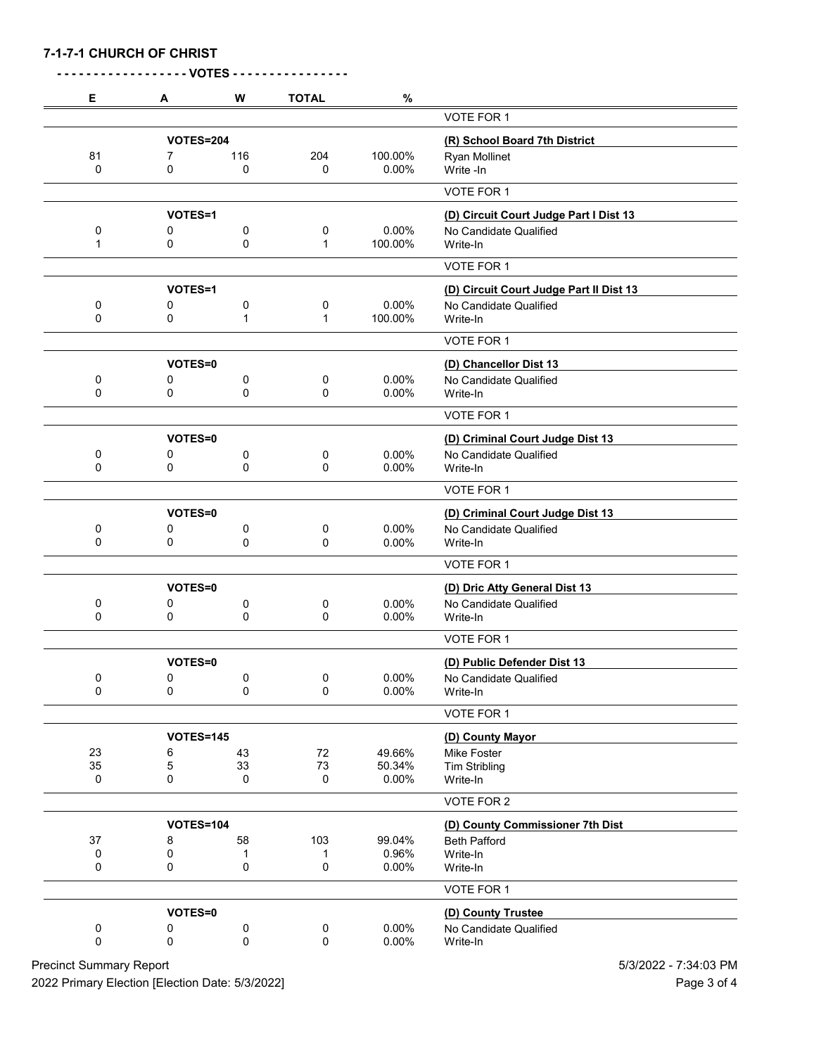**7-1-7-1 CHURCH OF CHRIST**

**- - - - - - - - - - - - - - - - - - VOTES - - - - - - - - - - - - - - - -**

| E | A | W | TOTAL | % | |
|---|---|---|---|---|---|
| | | | | | VOTE FOR 1 |
| | **VOTES=204** | | | | **(R) School Board 7th District** |
| 81 | 7 | 116 | 204 | 100.00% | Ryan Mollinet |
| 0 | 0 | 0 | 0 | 0.00% | Write -In |
| | | | | | VOTE FOR 1 |
| | **VOTES=1** | | | | **(D) Circuit Court Judge Part I Dist 13** |
| 0 | 0 | 0 | 0 | 0.00% | No Candidate Qualified |
| 1 | 0 | 0 | 1 | 100.00% | Write-In |
| | | | | | VOTE FOR 1 |
| | **VOTES=1** | | | | **(D) Circuit Court Judge Part II Dist 13** |
| 0 | 0 | 0 | 0 | 0.00% | No Candidate Qualified |
| 0 | 0 | 1 | 1 | 100.00% | Write-In |
| | | | | | VOTE FOR 1 |
| | **VOTES=0** | | | | **(D) Chancellor Dist 13** |
| 0 | 0 | 0 | 0 | 0.00% | No Candidate Qualified |
| 0 | 0 | 0 | 0 | 0.00% | Write-In |
| | | | | | VOTE FOR 1 |
| | **VOTES=0** | | | | **(D) Criminal Court Judge Dist 13** |
| 0 | 0 | 0 | 0 | 0.00% | No Candidate Qualified |
| 0 | 0 | 0 | 0 | 0.00% | Write-In |
| | | | | | VOTE FOR 1 |
| | **VOTES=0** | | | | **(D) Criminal Court Judge Dist 13** |
| 0 | 0 | 0 | 0 | 0.00% | No Candidate Qualified |
| 0 | 0 | 0 | 0 | 0.00% | Write-In |
| | | | | | VOTE FOR 1 |
| | **VOTES=0** | | | | **(D) Dric Atty General Dist 13** |
| 0 | 0 | 0 | 0 | 0.00% | No Candidate Qualified |
| 0 | 0 | 0 | 0 | 0.00% | Write-In |
| | | | | | VOTE FOR 1 |
| | **VOTES=0** | | | | **(D) Public Defender Dist 13** |
| 0 | 0 | 0 | 0 | 0.00% | No Candidate Qualified |
| 0 | 0 | 0 | 0 | 0.00% | Write-In |
| | | | | | VOTE FOR 1 |
| | **VOTES=145** | | | | **(D) County Mayor** |
| 23 | 6 | 43 | 72 | 49.66% | Mike Foster |
| 35 | 5 | 33 | 73 | 50.34% | Tim Stribling |
| 0 | 0 | 0 | 0 | 0.00% | Write-In |
| | | | | | VOTE FOR 2 |
| | **VOTES=104** | | | | **(D) County Commissioner 7th Dist** |
| 37 | 8 | 58 | 103 | 99.04% | Beth Pafford |
| 0 | 0 | 1 | 1 | 0.96% | Write-In |
| 0 | 0 | 0 | 0 | 0.00% | Write-In |
| | | | | | VOTE FOR 1 |
| | **VOTES=0** | | | | **(D) County Trustee** |
| 0 | 0 | 0 | 0 | 0.00% | No Candidate Qualified |
| 0 | 0 | 0 | 0 | 0.00% | Write-In |

Precinct Summary Report — 5/3/2022 - 7:34:03 PM

2022 Primary Election [Election Date: 5/3/2022]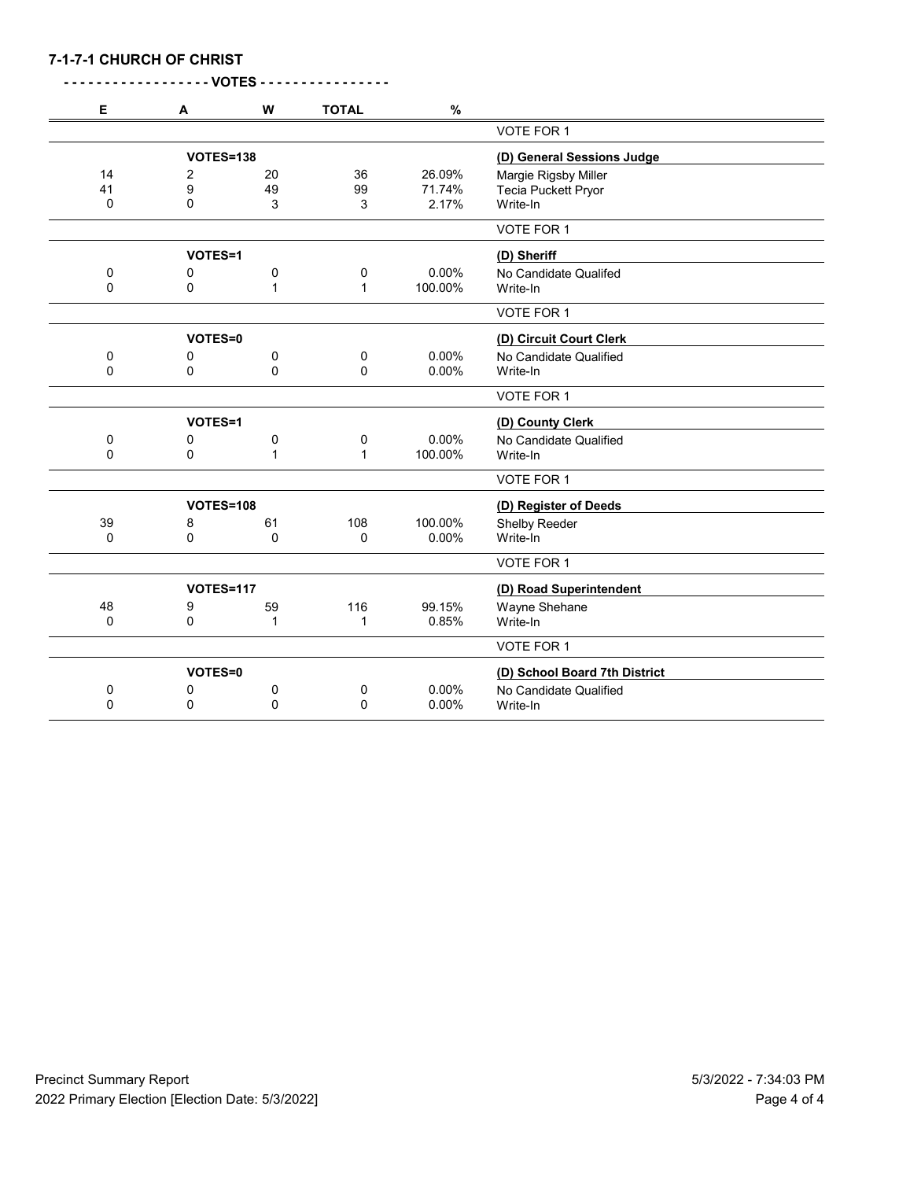**7-1-7-1 CHURCH OF CHRIST**

- - - - - - - - - - - - - - - - - - VOTES - - - - - - - - - - - - - - -

| E | A | W | TOTAL | % | |
|---|---|---|---|---|---|
| | | | | | VOTE FOR 1 |
| | VOTES=138 | | | | **(D) General Sessions Judge** |
| 14 | 2 | 20 | 36 | 26.09% | Margie Rigsby Miller |
| 41 | 9 | 49 | 99 | 71.74% | Tecia Puckett Pryor |
| 0 | 0 | 3 | 3 | 2.17% | Write-In |
| | | | | | VOTE FOR 1 |
| | VOTES=1 | | | | **(D) Sheriff** |
| 0 | 0 | 0 | 0 | 0.00% | No Candidate Qualifed |
| 0 | 0 | 1 | 1 | 100.00% | Write-In |
| | | | | | VOTE FOR 1 |
| | VOTES=0 | | | | **(D) Circuit Court Clerk** |
| 0 | 0 | 0 | 0 | 0.00% | No Candidate Qualified |
| 0 | 0 | 0 | 0 | 0.00% | Write-In |
| | | | | | VOTE FOR 1 |
| | VOTES=1 | | | | **(D) County Clerk** |
| 0 | 0 | 0 | 0 | 0.00% | No Candidate Qualified |
| 0 | 0 | 1 | 1 | 100.00% | Write-In |
| | | | | | VOTE FOR 1 |
| | VOTES=108 | | | | **(D) Register of Deeds** |
| 39 | 8 | 61 | 108 | 100.00% | Shelby Reeder |
| 0 | 0 | 0 | 0 | 0.00% | Write-In |
| | | | | | VOTE FOR 1 |
| | VOTES=117 | | | | **(D) Road Superintendent** |
| 48 | 9 | 59 | 116 | 99.15% | Wayne Shehane |
| 0 | 0 | 1 | 1 | 0.85% | Write-In |
| | | | | | VOTE FOR 1 |
| | VOTES=0 | | | | **(D) School Board 7th District** |
| 0 | 0 | 0 | 0 | 0.00% | No Candidate Qualified |
| 0 | 0 | 0 | 0 | 0.00% | Write-In |

Precinct Summary Report
2022 Primary Election [Election Date: 5/3/2022]

5/3/2022 - 7:34:03 PM